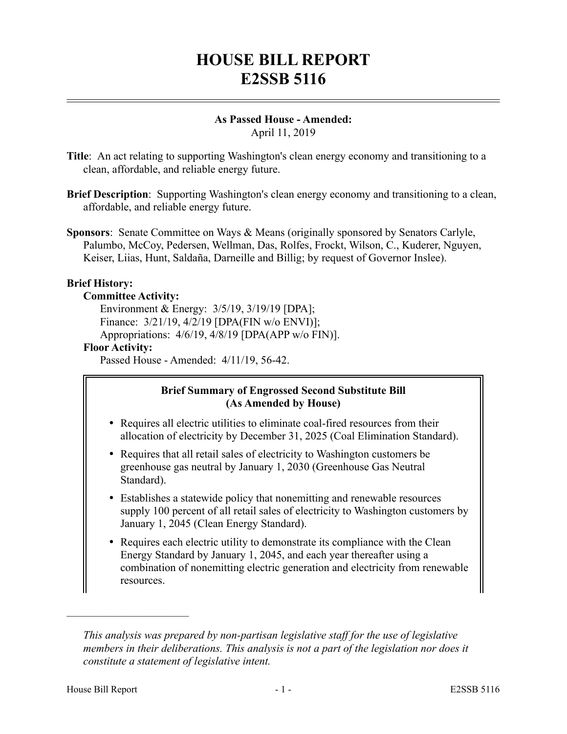# HOUSE BILL REPORT
# E2SSB 5116

**As Passed House - Amended:**
April 11, 2019

**Title**: An act relating to supporting Washington's clean energy economy and transitioning to a clean, affordable, and reliable energy future.

**Brief Description**: Supporting Washington's clean energy economy and transitioning to a clean, affordable, and reliable energy future.

**Sponsors**: Senate Committee on Ways & Means (originally sponsored by Senators Carlyle, Palumbo, McCoy, Pedersen, Wellman, Das, Rolfes, Frockt, Wilson, C., Kuderer, Nguyen, Keiser, Liias, Hunt, Saldaña, Darneille and Billig; by request of Governor Inslee).

**Brief History:**

**Committee Activity:**

Environment & Energy: 3/5/19, 3/19/19 [DPA];
Finance: 3/21/19, 4/2/19 [DPA(FIN w/o ENVI)];
Appropriations: 4/6/19, 4/8/19 [DPA(APP w/o FIN)].

**Floor Activity:**

Passed House - Amended: 4/11/19, 56-42.

**Brief Summary of Engrossed Second Substitute Bill (As Amended by House)**

- Requires all electric utilities to eliminate coal-fired resources from their allocation of electricity by December 31, 2025 (Coal Elimination Standard).
- Requires that all retail sales of electricity to Washington customers be greenhouse gas neutral by January 1, 2030 (Greenhouse Gas Neutral Standard).
- Establishes a statewide policy that nonemitting and renewable resources supply 100 percent of all retail sales of electricity to Washington customers by January 1, 2045 (Clean Energy Standard).
- Requires each electric utility to demonstrate its compliance with the Clean Energy Standard by January 1, 2045, and each year thereafter using a combination of nonemitting electric generation and electricity from renewable resources.

---

*This analysis was prepared by non-partisan legislative staff for the use of legislative members in their deliberations. This analysis is not a part of the legislation nor does it constitute a statement of legislative intent.*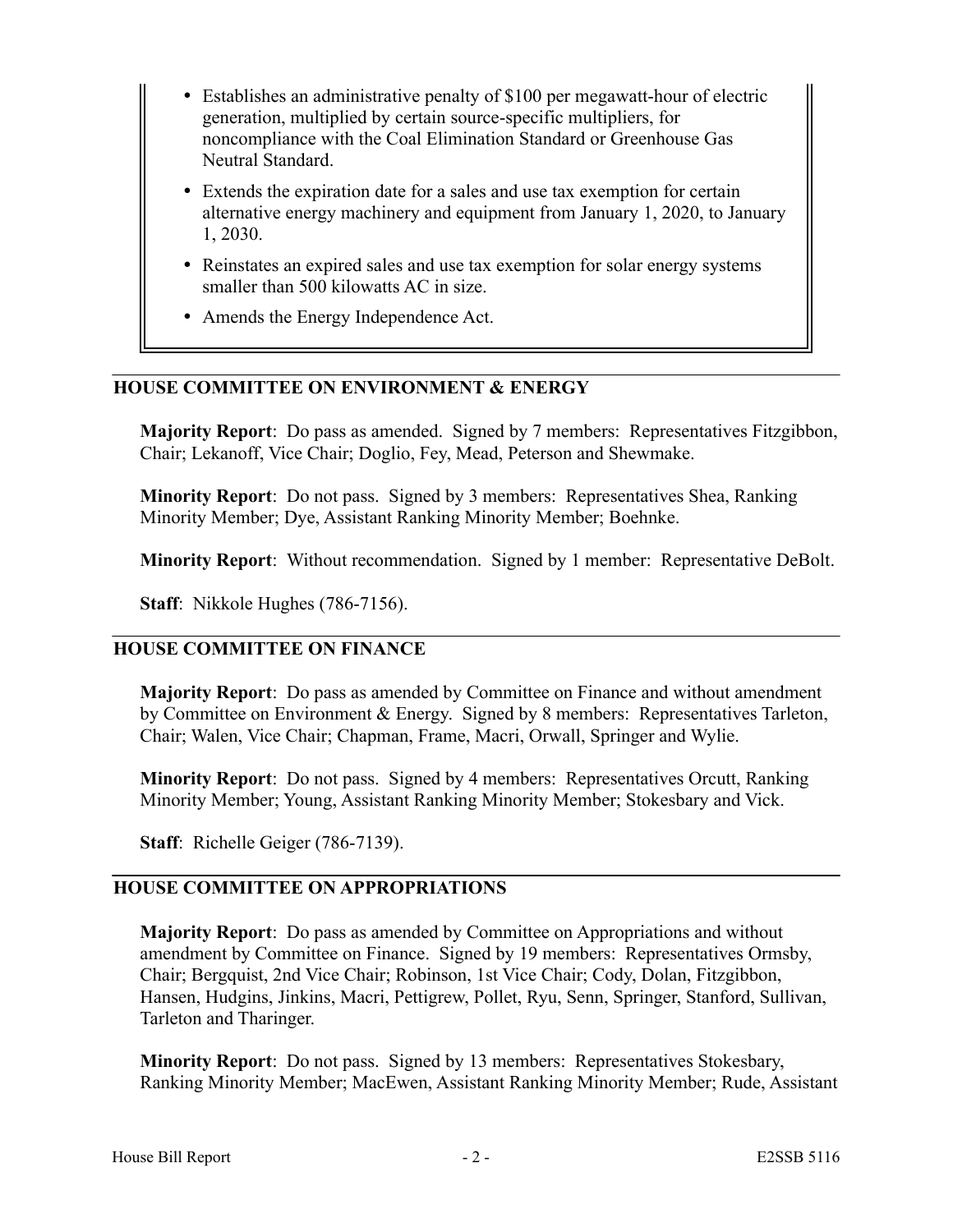- Establishes an administrative penalty of $100 per megawatt-hour of electric generation, multiplied by certain source-specific multipliers, for noncompliance with the Coal Elimination Standard or Greenhouse Gas Neutral Standard.
- Extends the expiration date for a sales and use tax exemption for certain alternative energy machinery and equipment from January 1, 2020, to January 1, 2030.
- Reinstates an expired sales and use tax exemption for solar energy systems smaller than 500 kilowatts AC in size.
- Amends the Energy Independence Act.

## HOUSE COMMITTEE ON ENVIRONMENT & ENERGY

**Majority Report**: Do pass as amended. Signed by 7 members: Representatives Fitzgibbon, Chair; Lekanoff, Vice Chair; Doglio, Fey, Mead, Peterson and Shewmake.

**Minority Report**: Do not pass. Signed by 3 members: Representatives Shea, Ranking Minority Member; Dye, Assistant Ranking Minority Member; Boehnke.

**Minority Report**: Without recommendation. Signed by 1 member: Representative DeBolt.

**Staff**: Nikkole Hughes (786-7156).

## HOUSE COMMITTEE ON FINANCE

**Majority Report**: Do pass as amended by Committee on Finance and without amendment by Committee on Environment & Energy. Signed by 8 members: Representatives Tarleton, Chair; Walen, Vice Chair; Chapman, Frame, Macri, Orwall, Springer and Wylie.

**Minority Report**: Do not pass. Signed by 4 members: Representatives Orcutt, Ranking Minority Member; Young, Assistant Ranking Minority Member; Stokesbary and Vick.

**Staff**: Richelle Geiger (786-7139).

## HOUSE COMMITTEE ON APPROPRIATIONS

**Majority Report**: Do pass as amended by Committee on Appropriations and without amendment by Committee on Finance. Signed by 19 members: Representatives Ormsby, Chair; Bergquist, 2nd Vice Chair; Robinson, 1st Vice Chair; Cody, Dolan, Fitzgibbon, Hansen, Hudgins, Jinkins, Macri, Pettigrew, Pollet, Ryu, Senn, Springer, Stanford, Sullivan, Tarleton and Tharinger.

**Minority Report**: Do not pass. Signed by 13 members: Representatives Stokesbary, Ranking Minority Member; MacEwen, Assistant Ranking Minority Member; Rude, Assistant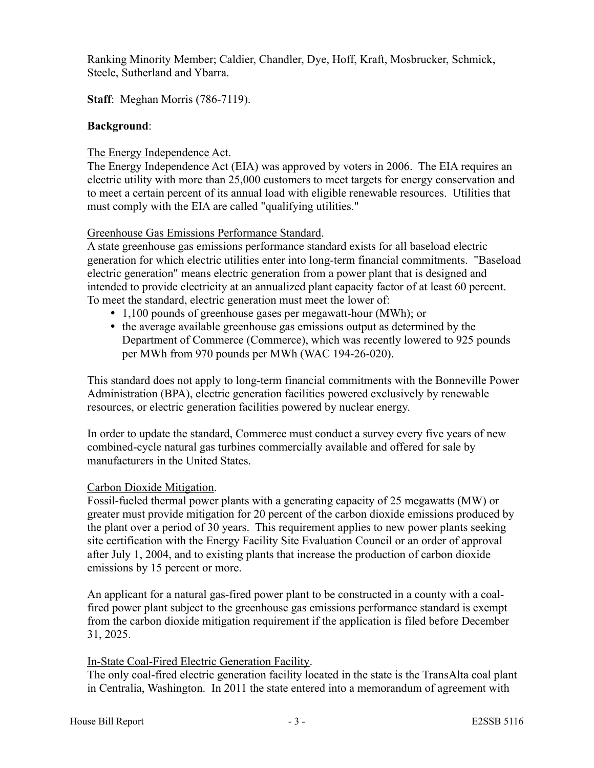Ranking Minority Member; Caldier, Chandler, Dye, Hoff, Kraft, Mosbrucker, Schmick, Steele, Sutherland and Ybarra.

**Staff**: Meghan Morris (786-7119).

**Background**:

The Energy Independence Act.

The Energy Independence Act (EIA) was approved by voters in 2006. The EIA requires an electric utility with more than 25,000 customers to meet targets for energy conservation and to meet a certain percent of its annual load with eligible renewable resources. Utilities that must comply with the EIA are called "qualifying utilities."

Greenhouse Gas Emissions Performance Standard.

A state greenhouse gas emissions performance standard exists for all baseload electric generation for which electric utilities enter into long-term financial commitments. "Baseload electric generation" means electric generation from a power plant that is designed and intended to provide electricity at an annualized plant capacity factor of at least 60 percent. To meet the standard, electric generation must meet the lower of:

- 1,100 pounds of greenhouse gases per megawatt-hour (MWh); or
- the average available greenhouse gas emissions output as determined by the Department of Commerce (Commerce), which was recently lowered to 925 pounds per MWh from 970 pounds per MWh (WAC 194-26-020).

This standard does not apply to long-term financial commitments with the Bonneville Power Administration (BPA), electric generation facilities powered exclusively by renewable resources, or electric generation facilities powered by nuclear energy.

In order to update the standard, Commerce must conduct a survey every five years of new combined-cycle natural gas turbines commercially available and offered for sale by manufacturers in the United States.

Carbon Dioxide Mitigation.

Fossil-fueled thermal power plants with a generating capacity of 25 megawatts (MW) or greater must provide mitigation for 20 percent of the carbon dioxide emissions produced by the plant over a period of 30 years. This requirement applies to new power plants seeking site certification with the Energy Facility Site Evaluation Council or an order of approval after July 1, 2004, and to existing plants that increase the production of carbon dioxide emissions by 15 percent or more.

An applicant for a natural gas-fired power plant to be constructed in a county with a coal-fired power plant subject to the greenhouse gas emissions performance standard is exempt from the carbon dioxide mitigation requirement if the application is filed before December 31, 2025.

In-State Coal-Fired Electric Generation Facility.

The only coal-fired electric generation facility located in the state is the TransAlta coal plant in Centralia, Washington. In 2011 the state entered into a memorandum of agreement with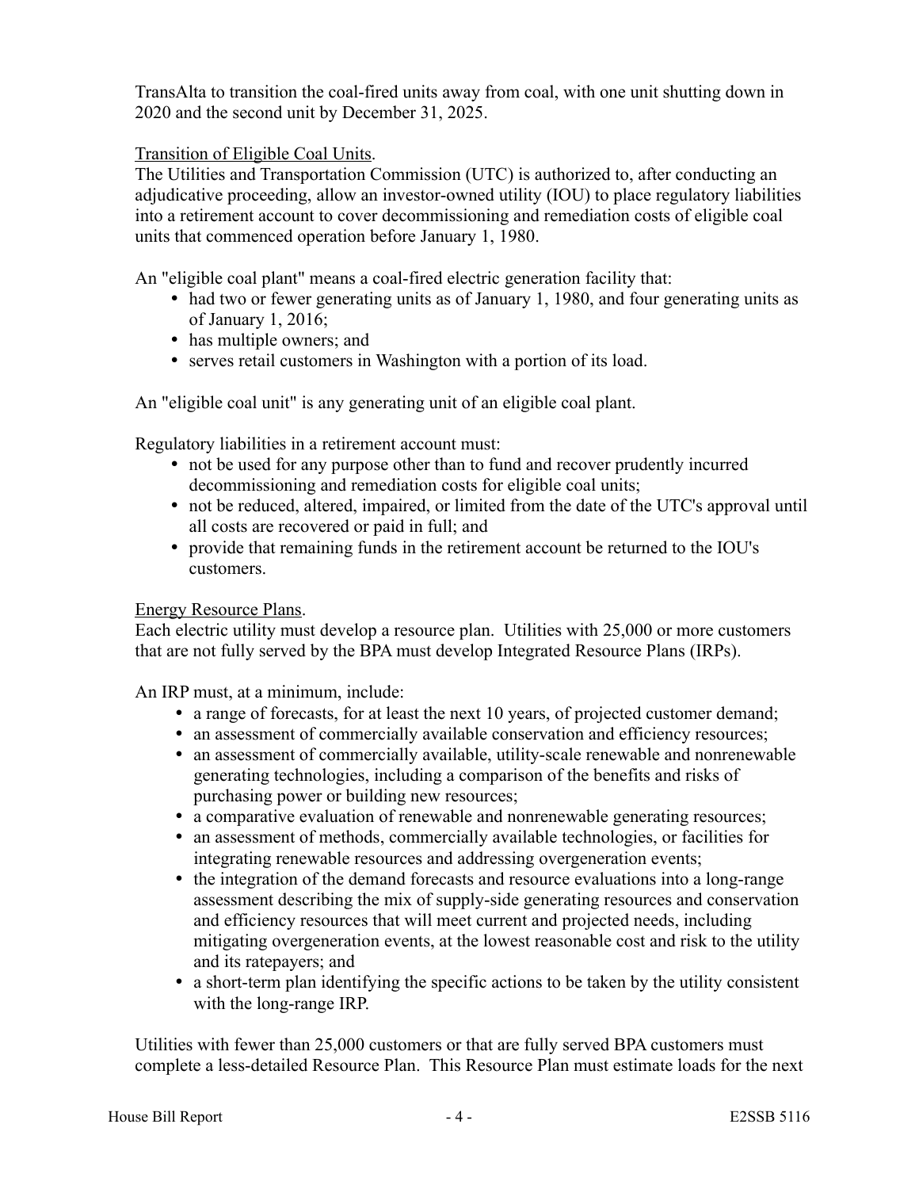TransAlta to transition the coal-fired units away from coal, with one unit shutting down in 2020 and the second unit by December 31, 2025.

Transition of Eligible Coal Units.

The Utilities and Transportation Commission (UTC) is authorized to, after conducting an adjudicative proceeding, allow an investor-owned utility (IOU) to place regulatory liabilities into a retirement account to cover decommissioning and remediation costs of eligible coal units that commenced operation before January 1, 1980.

An "eligible coal plant" means a coal-fired electric generation facility that:

- had two or fewer generating units as of January 1, 1980, and four generating units as of January 1, 2016;
- has multiple owners; and
- serves retail customers in Washington with a portion of its load.

An "eligible coal unit" is any generating unit of an eligible coal plant.

Regulatory liabilities in a retirement account must:

- not be used for any purpose other than to fund and recover prudently incurred decommissioning and remediation costs for eligible coal units;
- not be reduced, altered, impaired, or limited from the date of the UTC's approval until all costs are recovered or paid in full; and
- provide that remaining funds in the retirement account be returned to the IOU's customers.

Energy Resource Plans.

Each electric utility must develop a resource plan. Utilities with 25,000 or more customers that are not fully served by the BPA must develop Integrated Resource Plans (IRPs).

An IRP must, at a minimum, include:

- a range of forecasts, for at least the next 10 years, of projected customer demand;
- an assessment of commercially available conservation and efficiency resources;
- an assessment of commercially available, utility-scale renewable and nonrenewable generating technologies, including a comparison of the benefits and risks of purchasing power or building new resources;
- a comparative evaluation of renewable and nonrenewable generating resources;
- an assessment of methods, commercially available technologies, or facilities for integrating renewable resources and addressing overgeneration events;
- the integration of the demand forecasts and resource evaluations into a long-range assessment describing the mix of supply-side generating resources and conservation and efficiency resources that will meet current and projected needs, including mitigating overgeneration events, at the lowest reasonable cost and risk to the utility and its ratepayers; and
- a short-term plan identifying the specific actions to be taken by the utility consistent with the long-range IRP.

Utilities with fewer than 25,000 customers or that are fully served BPA customers must complete a less-detailed Resource Plan. This Resource Plan must estimate loads for the next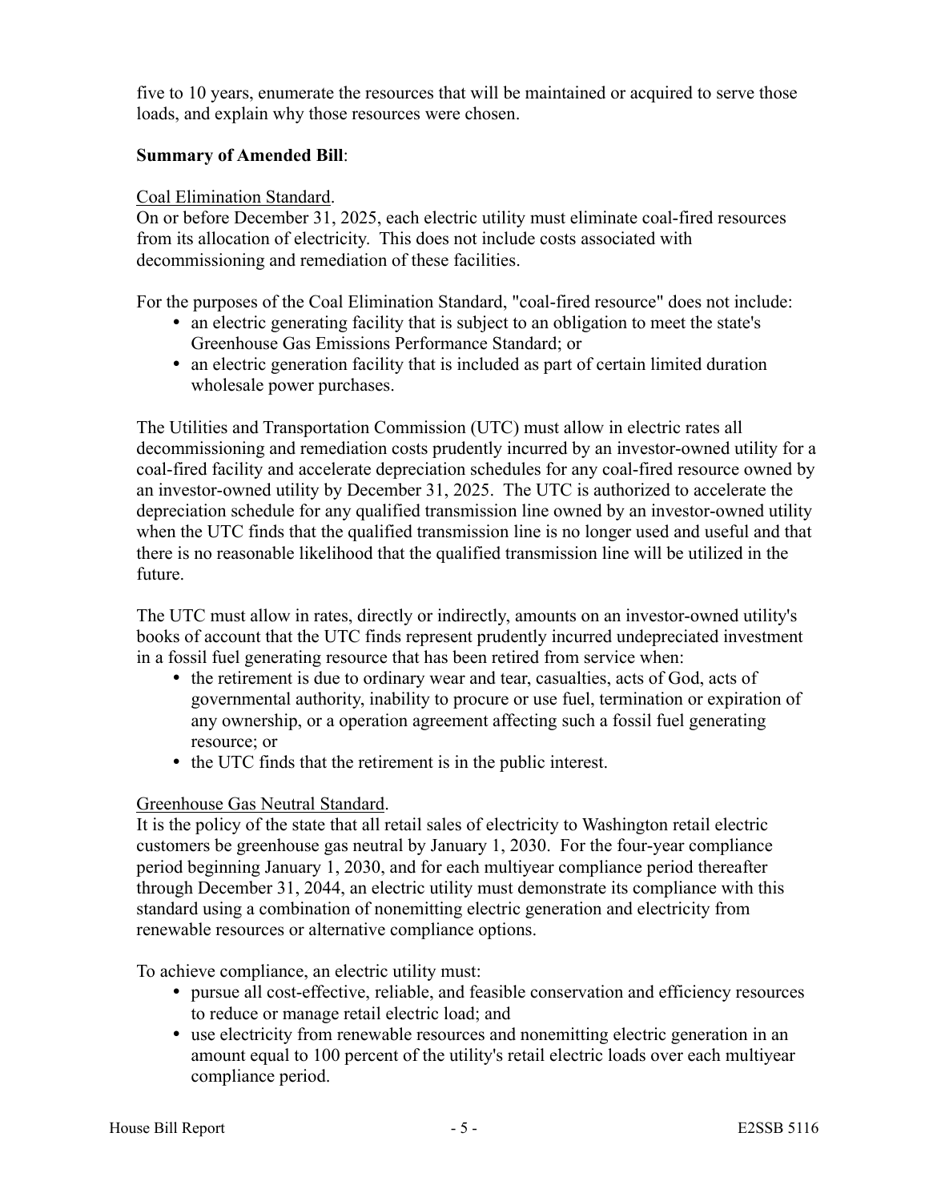five to 10 years, enumerate the resources that will be maintained or acquired to serve those loads, and explain why those resources were chosen.

**Summary of Amended Bill**:

Coal Elimination Standard.
On or before December 31, 2025, each electric utility must eliminate coal-fired resources from its allocation of electricity. This does not include costs associated with decommissioning and remediation of these facilities.

For the purposes of the Coal Elimination Standard, "coal-fired resource" does not include:

- an electric generating facility that is subject to an obligation to meet the state's Greenhouse Gas Emissions Performance Standard; or
- an electric generation facility that is included as part of certain limited duration wholesale power purchases.

The Utilities and Transportation Commission (UTC) must allow in electric rates all decommissioning and remediation costs prudently incurred by an investor-owned utility for a coal-fired facility and accelerate depreciation schedules for any coal-fired resource owned by an investor-owned utility by December 31, 2025. The UTC is authorized to accelerate the depreciation schedule for any qualified transmission line owned by an investor-owned utility when the UTC finds that the qualified transmission line is no longer used and useful and that there is no reasonable likelihood that the qualified transmission line will be utilized in the future.

The UTC must allow in rates, directly or indirectly, amounts on an investor-owned utility's books of account that the UTC finds represent prudently incurred undepreciated investment in a fossil fuel generating resource that has been retired from service when:

- the retirement is due to ordinary wear and tear, casualties, acts of God, acts of governmental authority, inability to procure or use fuel, termination or expiration of any ownership, or a operation agreement affecting such a fossil fuel generating resource; or
- the UTC finds that the retirement is in the public interest.

Greenhouse Gas Neutral Standard.
It is the policy of the state that all retail sales of electricity to Washington retail electric customers be greenhouse gas neutral by January 1, 2030. For the four-year compliance period beginning January 1, 2030, and for each multiyear compliance period thereafter through December 31, 2044, an electric utility must demonstrate its compliance with this standard using a combination of nonemitting electric generation and electricity from renewable resources or alternative compliance options.

To achieve compliance, an electric utility must:

- pursue all cost-effective, reliable, and feasible conservation and efficiency resources to reduce or manage retail electric load; and
- use electricity from renewable resources and nonemitting electric generation in an amount equal to 100 percent of the utility's retail electric loads over each multiyear compliance period.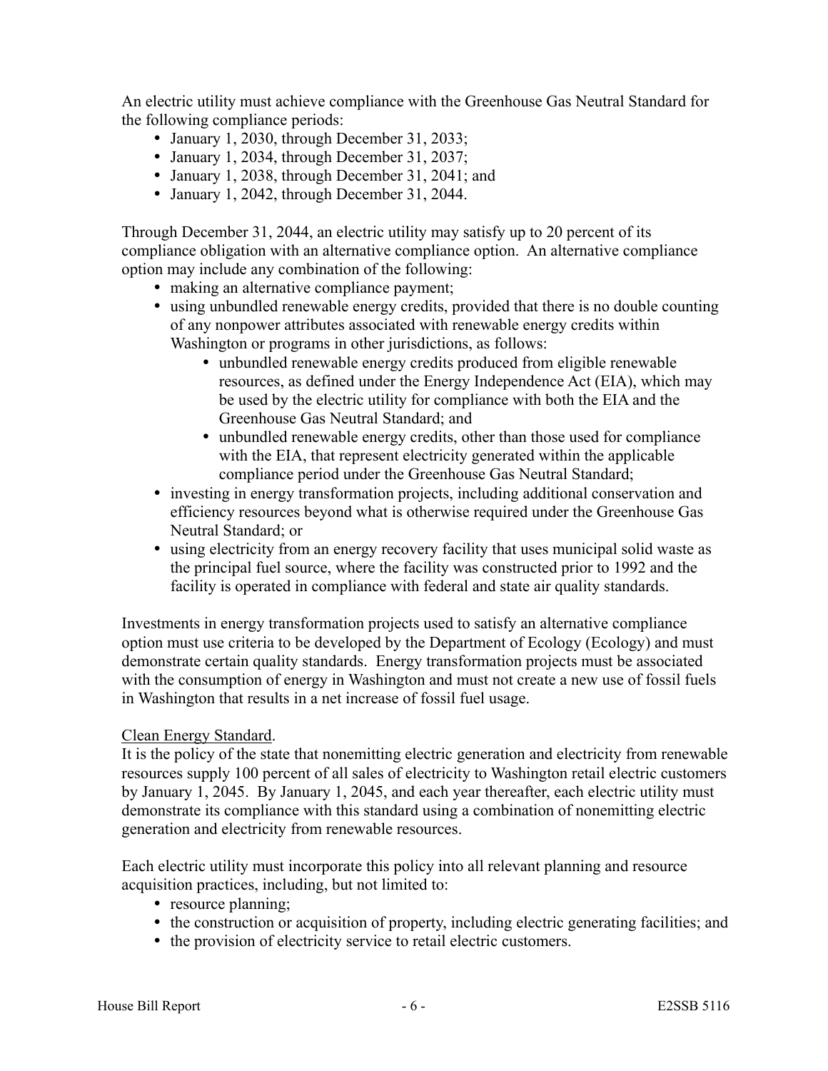An electric utility must achieve compliance with the Greenhouse Gas Neutral Standard for the following compliance periods:

- January 1, 2030, through December 31, 2033;
- January 1, 2034, through December 31, 2037;
- January 1, 2038, through December 31, 2041; and
- January 1, 2042, through December 31, 2044.

Through December 31, 2044, an electric utility may satisfy up to 20 percent of its compliance obligation with an alternative compliance option. An alternative compliance option may include any combination of the following:

- making an alternative compliance payment;
- using unbundled renewable energy credits, provided that there is no double counting of any nonpower attributes associated with renewable energy credits within Washington or programs in other jurisdictions, as follows:
  - unbundled renewable energy credits produced from eligible renewable resources, as defined under the Energy Independence Act (EIA), which may be used by the electric utility for compliance with both the EIA and the Greenhouse Gas Neutral Standard; and
  - unbundled renewable energy credits, other than those used for compliance with the EIA, that represent electricity generated within the applicable compliance period under the Greenhouse Gas Neutral Standard;
- investing in energy transformation projects, including additional conservation and efficiency resources beyond what is otherwise required under the Greenhouse Gas Neutral Standard; or
- using electricity from an energy recovery facility that uses municipal solid waste as the principal fuel source, where the facility was constructed prior to 1992 and the facility is operated in compliance with federal and state air quality standards.

Investments in energy transformation projects used to satisfy an alternative compliance option must use criteria to be developed by the Department of Ecology (Ecology) and must demonstrate certain quality standards. Energy transformation projects must be associated with the consumption of energy in Washington and must not create a new use of fossil fuels in Washington that results in a net increase of fossil fuel usage.

Clean Energy Standard.

It is the policy of the state that nonemitting electric generation and electricity from renewable resources supply 100 percent of all sales of electricity to Washington retail electric customers by January 1, 2045. By January 1, 2045, and each year thereafter, each electric utility must demonstrate its compliance with this standard using a combination of nonemitting electric generation and electricity from renewable resources.

Each electric utility must incorporate this policy into all relevant planning and resource acquisition practices, including, but not limited to:

- resource planning;
- the construction or acquisition of property, including electric generating facilities; and
- the provision of electricity service to retail electric customers.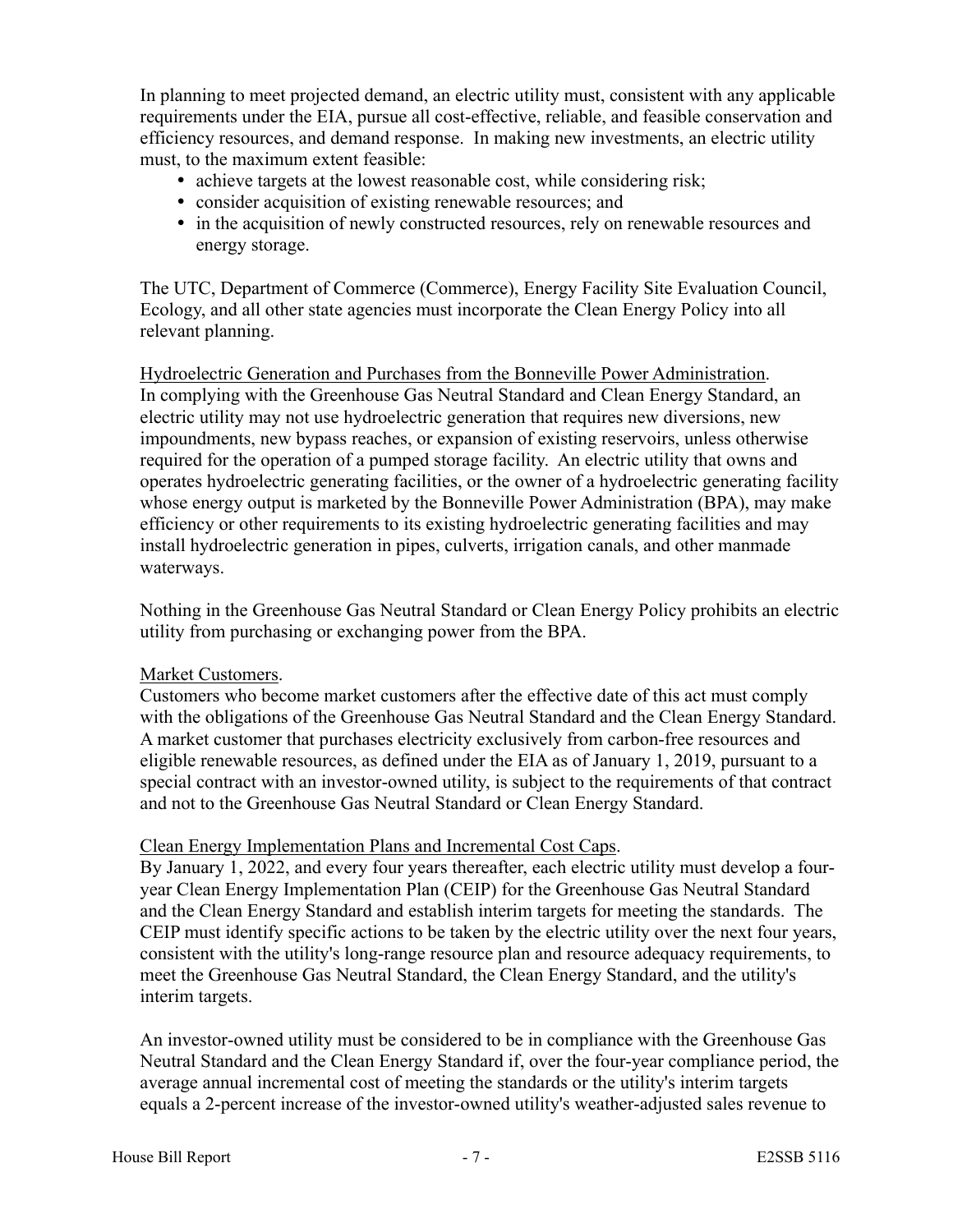In planning to meet projected demand, an electric utility must, consistent with any applicable requirements under the EIA, pursue all cost-effective, reliable, and feasible conservation and efficiency resources, and demand response. In making new investments, an electric utility must, to the maximum extent feasible:

- achieve targets at the lowest reasonable cost, while considering risk;
- consider acquisition of existing renewable resources; and
- in the acquisition of newly constructed resources, rely on renewable resources and energy storage.

The UTC, Department of Commerce (Commerce), Energy Facility Site Evaluation Council, Ecology, and all other state agencies must incorporate the Clean Energy Policy into all relevant planning.

<u>Hydroelectric Generation and Purchases from the Bonneville Power Administration</u>.
In complying with the Greenhouse Gas Neutral Standard and Clean Energy Standard, an electric utility may not use hydroelectric generation that requires new diversions, new impoundments, new bypass reaches, or expansion of existing reservoirs, unless otherwise required for the operation of a pumped storage facility. An electric utility that owns and operates hydroelectric generating facilities, or the owner of a hydroelectric generating facility whose energy output is marketed by the Bonneville Power Administration (BPA), may make efficiency or other requirements to its existing hydroelectric generating facilities and may install hydroelectric generation in pipes, culverts, irrigation canals, and other manmade waterways.

Nothing in the Greenhouse Gas Neutral Standard or Clean Energy Policy prohibits an electric utility from purchasing or exchanging power from the BPA.

<u>Market Customers</u>.
Customers who become market customers after the effective date of this act must comply with the obligations of the Greenhouse Gas Neutral Standard and the Clean Energy Standard. A market customer that purchases electricity exclusively from carbon-free resources and eligible renewable resources, as defined under the EIA as of January 1, 2019, pursuant to a special contract with an investor-owned utility, is subject to the requirements of that contract and not to the Greenhouse Gas Neutral Standard or Clean Energy Standard.

<u>Clean Energy Implementation Plans and Incremental Cost Caps</u>.
By January 1, 2022, and every four years thereafter, each electric utility must develop a four-year Clean Energy Implementation Plan (CEIP) for the Greenhouse Gas Neutral Standard and the Clean Energy Standard and establish interim targets for meeting the standards. The CEIP must identify specific actions to be taken by the electric utility over the next four years, consistent with the utility's long-range resource plan and resource adequacy requirements, to meet the Greenhouse Gas Neutral Standard, the Clean Energy Standard, and the utility's interim targets.

An investor-owned utility must be considered to be in compliance with the Greenhouse Gas Neutral Standard and the Clean Energy Standard if, over the four-year compliance period, the average annual incremental cost of meeting the standards or the utility's interim targets equals a 2-percent increase of the investor-owned utility's weather-adjusted sales revenue to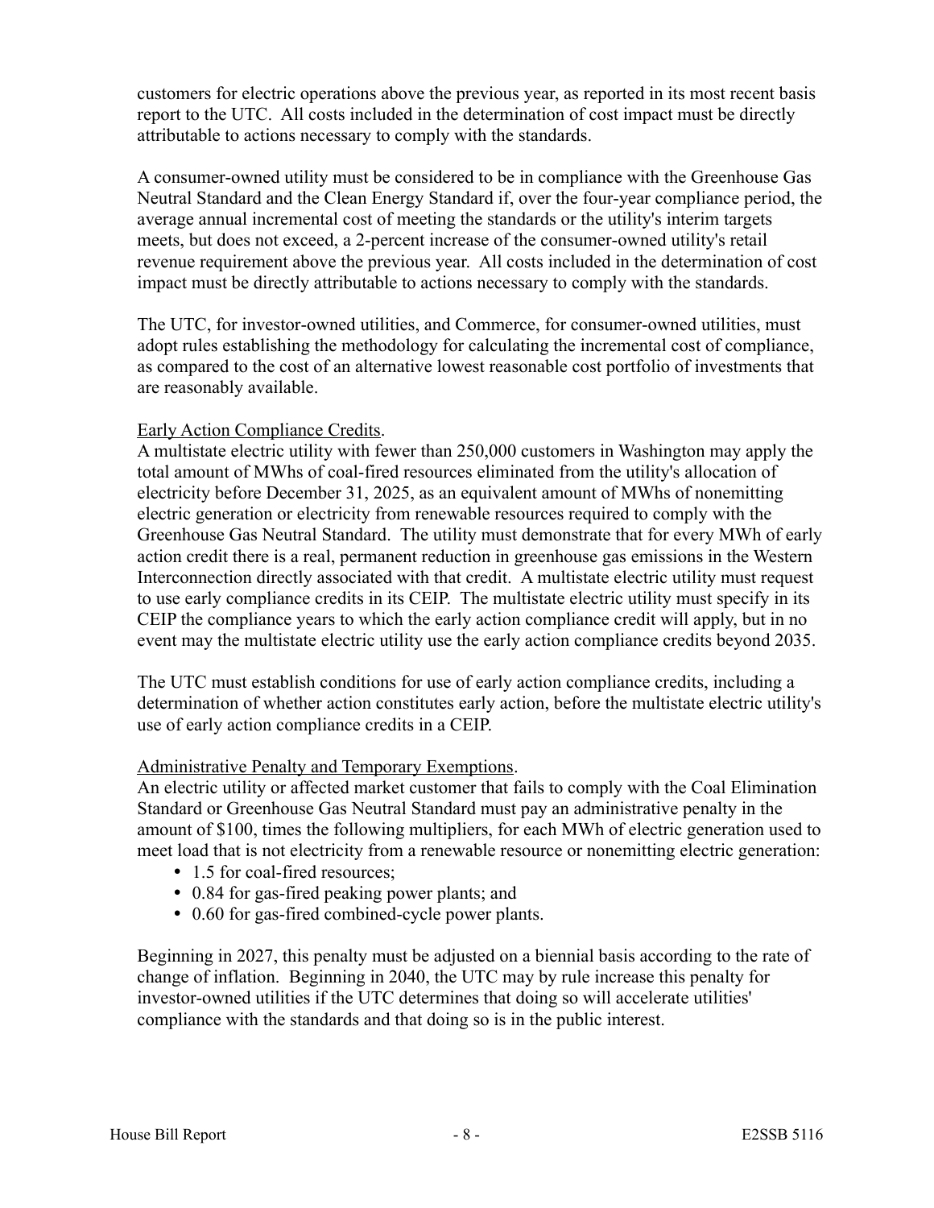customers for electric operations above the previous year, as reported in its most recent basis report to the UTC. All costs included in the determination of cost impact must be directly attributable to actions necessary to comply with the standards.

A consumer-owned utility must be considered to be in compliance with the Greenhouse Gas Neutral Standard and the Clean Energy Standard if, over the four-year compliance period, the average annual incremental cost of meeting the standards or the utility's interim targets meets, but does not exceed, a 2-percent increase of the consumer-owned utility's retail revenue requirement above the previous year. All costs included in the determination of cost impact must be directly attributable to actions necessary to comply with the standards.

The UTC, for investor-owned utilities, and Commerce, for consumer-owned utilities, must adopt rules establishing the methodology for calculating the incremental cost of compliance, as compared to the cost of an alternative lowest reasonable cost portfolio of investments that are reasonably available.

Early Action Compliance Credits.

A multistate electric utility with fewer than 250,000 customers in Washington may apply the total amount of MWhs of coal-fired resources eliminated from the utility's allocation of electricity before December 31, 2025, as an equivalent amount of MWhs of nonemitting electric generation or electricity from renewable resources required to comply with the Greenhouse Gas Neutral Standard. The utility must demonstrate that for every MWh of early action credit there is a real, permanent reduction in greenhouse gas emissions in the Western Interconnection directly associated with that credit. A multistate electric utility must request to use early compliance credits in its CEIP. The multistate electric utility must specify in its CEIP the compliance years to which the early action compliance credit will apply, but in no event may the multistate electric utility use the early action compliance credits beyond 2035.

The UTC must establish conditions for use of early action compliance credits, including a determination of whether action constitutes early action, before the multistate electric utility's use of early action compliance credits in a CEIP.

Administrative Penalty and Temporary Exemptions.

An electric utility or affected market customer that fails to comply with the Coal Elimination Standard or Greenhouse Gas Neutral Standard must pay an administrative penalty in the amount of $100, times the following multipliers, for each MWh of electric generation used to meet load that is not electricity from a renewable resource or nonemitting electric generation:

- 1.5 for coal-fired resources;
- 0.84 for gas-fired peaking power plants; and
- 0.60 for gas-fired combined-cycle power plants.

Beginning in 2027, this penalty must be adjusted on a biennial basis according to the rate of change of inflation. Beginning in 2040, the UTC may by rule increase this penalty for investor-owned utilities if the UTC determines that doing so will accelerate utilities' compliance with the standards and that doing so is in the public interest.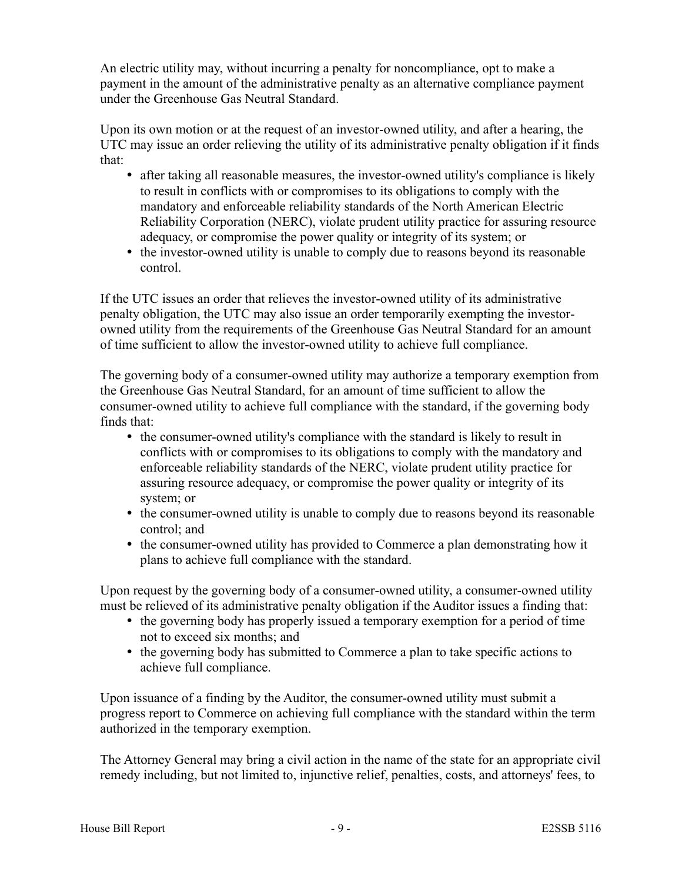An electric utility may, without incurring a penalty for noncompliance, opt to make a payment in the amount of the administrative penalty as an alternative compliance payment under the Greenhouse Gas Neutral Standard.

Upon its own motion or at the request of an investor-owned utility, and after a hearing, the UTC may issue an order relieving the utility of its administrative penalty obligation if it finds that:

- after taking all reasonable measures, the investor-owned utility's compliance is likely to result in conflicts with or compromises to its obligations to comply with the mandatory and enforceable reliability standards of the North American Electric Reliability Corporation (NERC), violate prudent utility practice for assuring resource adequacy, or compromise the power quality or integrity of its system; or
- the investor-owned utility is unable to comply due to reasons beyond its reasonable control.

If the UTC issues an order that relieves the investor-owned utility of its administrative penalty obligation, the UTC may also issue an order temporarily exempting the investor-owned utility from the requirements of the Greenhouse Gas Neutral Standard for an amount of time sufficient to allow the investor-owned utility to achieve full compliance.

The governing body of a consumer-owned utility may authorize a temporary exemption from the Greenhouse Gas Neutral Standard, for an amount of time sufficient to allow the consumer-owned utility to achieve full compliance with the standard, if the governing body finds that:

- the consumer-owned utility's compliance with the standard is likely to result in conflicts with or compromises to its obligations to comply with the mandatory and enforceable reliability standards of the NERC, violate prudent utility practice for assuring resource adequacy, or compromise the power quality or integrity of its system; or
- the consumer-owned utility is unable to comply due to reasons beyond its reasonable control; and
- the consumer-owned utility has provided to Commerce a plan demonstrating how it plans to achieve full compliance with the standard.

Upon request by the governing body of a consumer-owned utility, a consumer-owned utility must be relieved of its administrative penalty obligation if the Auditor issues a finding that:

- the governing body has properly issued a temporary exemption for a period of time not to exceed six months; and
- the governing body has submitted to Commerce a plan to take specific actions to achieve full compliance.

Upon issuance of a finding by the Auditor, the consumer-owned utility must submit a progress report to Commerce on achieving full compliance with the standard within the term authorized in the temporary exemption.

The Attorney General may bring a civil action in the name of the state for an appropriate civil remedy including, but not limited to, injunctive relief, penalties, costs, and attorneys' fees, to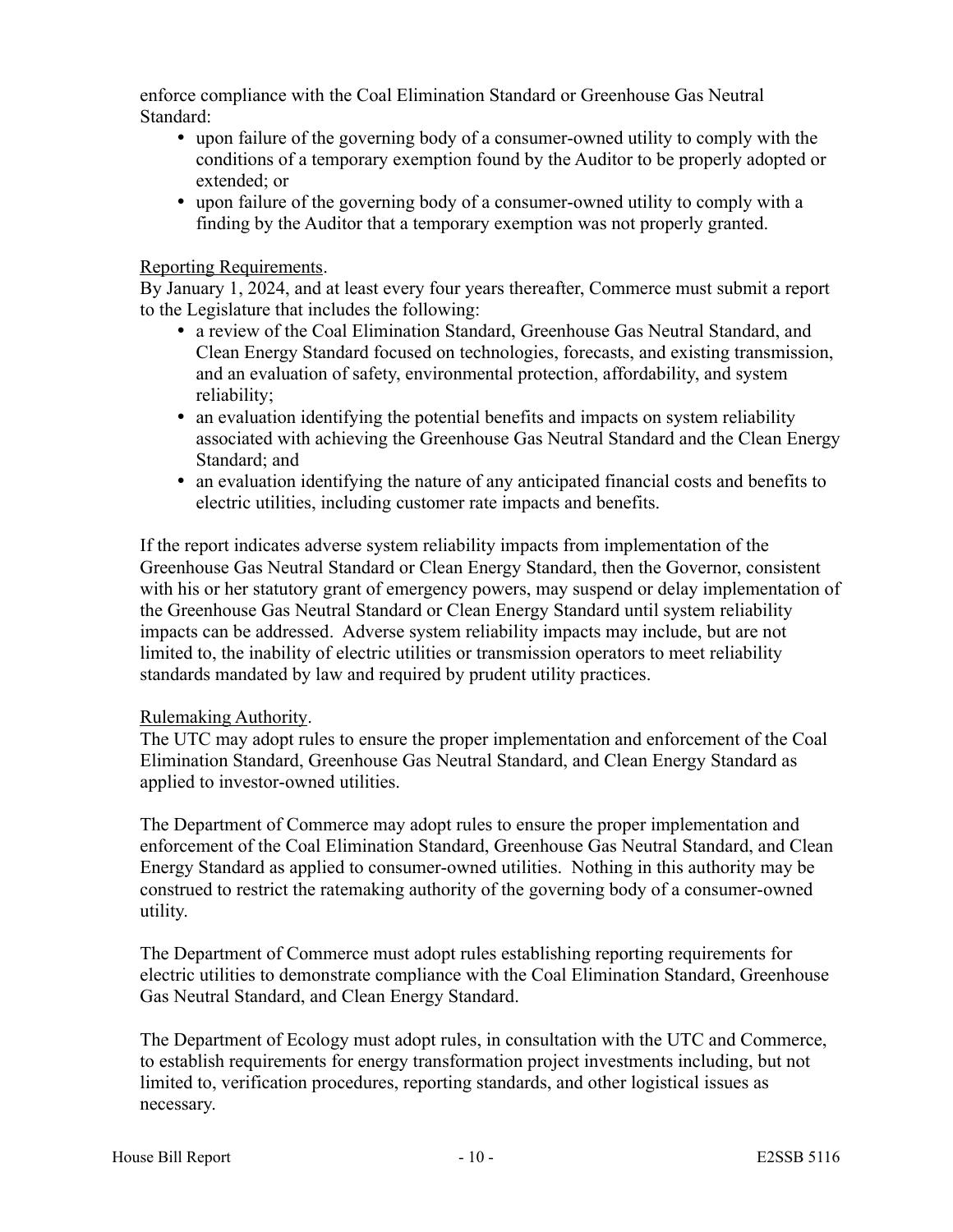enforce compliance with the Coal Elimination Standard or Greenhouse Gas Neutral Standard:

- upon failure of the governing body of a consumer-owned utility to comply with the conditions of a temporary exemption found by the Auditor to be properly adopted or extended; or
- upon failure of the governing body of a consumer-owned utility to comply with a finding by the Auditor that a temporary exemption was not properly granted.

Reporting Requirements.

By January 1, 2024, and at least every four years thereafter, Commerce must submit a report to the Legislature that includes the following:

- a review of the Coal Elimination Standard, Greenhouse Gas Neutral Standard, and Clean Energy Standard focused on technologies, forecasts, and existing transmission, and an evaluation of safety, environmental protection, affordability, and system reliability;
- an evaluation identifying the potential benefits and impacts on system reliability associated with achieving the Greenhouse Gas Neutral Standard and the Clean Energy Standard; and
- an evaluation identifying the nature of any anticipated financial costs and benefits to electric utilities, including customer rate impacts and benefits.

If the report indicates adverse system reliability impacts from implementation of the Greenhouse Gas Neutral Standard or Clean Energy Standard, then the Governor, consistent with his or her statutory grant of emergency powers, may suspend or delay implementation of the Greenhouse Gas Neutral Standard or Clean Energy Standard until system reliability impacts can be addressed. Adverse system reliability impacts may include, but are not limited to, the inability of electric utilities or transmission operators to meet reliability standards mandated by law and required by prudent utility practices.

Rulemaking Authority.

The UTC may adopt rules to ensure the proper implementation and enforcement of the Coal Elimination Standard, Greenhouse Gas Neutral Standard, and Clean Energy Standard as applied to investor-owned utilities.

The Department of Commerce may adopt rules to ensure the proper implementation and enforcement of the Coal Elimination Standard, Greenhouse Gas Neutral Standard, and Clean Energy Standard as applied to consumer-owned utilities. Nothing in this authority may be construed to restrict the ratemaking authority of the governing body of a consumer-owned utility.

The Department of Commerce must adopt rules establishing reporting requirements for electric utilities to demonstrate compliance with the Coal Elimination Standard, Greenhouse Gas Neutral Standard, and Clean Energy Standard.

The Department of Ecology must adopt rules, in consultation with the UTC and Commerce, to establish requirements for energy transformation project investments including, but not limited to, verification procedures, reporting standards, and other logistical issues as necessary.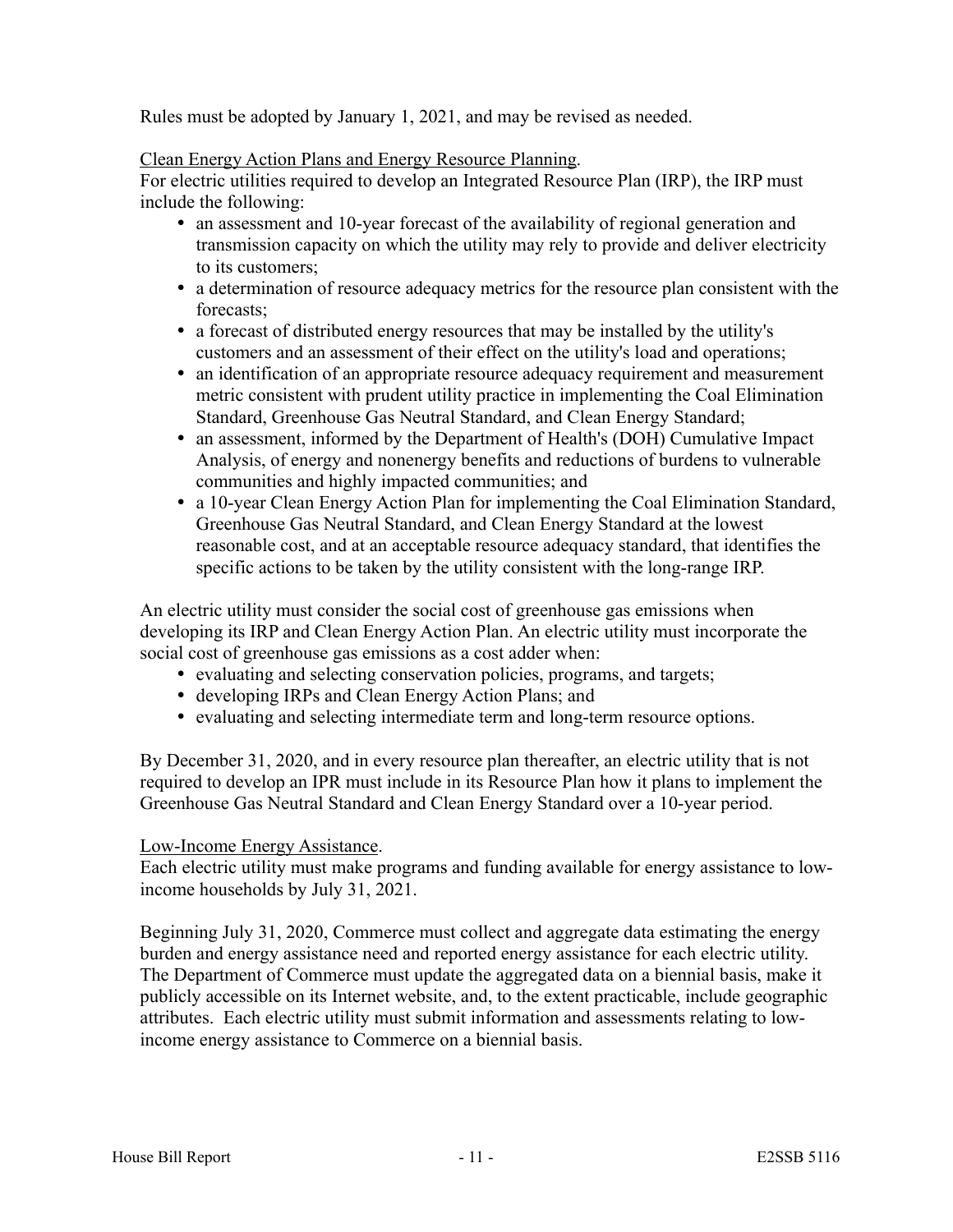Rules must be adopted by January 1, 2021, and may be revised as needed.

Clean Energy Action Plans and Energy Resource Planning.
For electric utilities required to develop an Integrated Resource Plan (IRP), the IRP must include the following:

- an assessment and 10-year forecast of the availability of regional generation and transmission capacity on which the utility may rely to provide and deliver electricity to its customers;
- a determination of resource adequacy metrics for the resource plan consistent with the forecasts;
- a forecast of distributed energy resources that may be installed by the utility's customers and an assessment of their effect on the utility's load and operations;
- an identification of an appropriate resource adequacy requirement and measurement metric consistent with prudent utility practice in implementing the Coal Elimination Standard, Greenhouse Gas Neutral Standard, and Clean Energy Standard;
- an assessment, informed by the Department of Health's (DOH) Cumulative Impact Analysis, of energy and nonenergy benefits and reductions of burdens to vulnerable communities and highly impacted communities; and
- a 10-year Clean Energy Action Plan for implementing the Coal Elimination Standard, Greenhouse Gas Neutral Standard, and Clean Energy Standard at the lowest reasonable cost, and at an acceptable resource adequacy standard, that identifies the specific actions to be taken by the utility consistent with the long-range IRP.

An electric utility must consider the social cost of greenhouse gas emissions when developing its IRP and Clean Energy Action Plan. An electric utility must incorporate the social cost of greenhouse gas emissions as a cost adder when:

- evaluating and selecting conservation policies, programs, and targets;
- developing IRPs and Clean Energy Action Plans; and
- evaluating and selecting intermediate term and long-term resource options.

By December 31, 2020, and in every resource plan thereafter, an electric utility that is not required to develop an IPR must include in its Resource Plan how it plans to implement the Greenhouse Gas Neutral Standard and Clean Energy Standard over a 10-year period.

Low-Income Energy Assistance.
Each electric utility must make programs and funding available for energy assistance to low-income households by July 31, 2021.

Beginning July 31, 2020, Commerce must collect and aggregate data estimating the energy burden and energy assistance need and reported energy assistance for each electric utility. The Department of Commerce must update the aggregated data on a biennial basis, make it publicly accessible on its Internet website, and, to the extent practicable, include geographic attributes. Each electric utility must submit information and assessments relating to low-income energy assistance to Commerce on a biennial basis.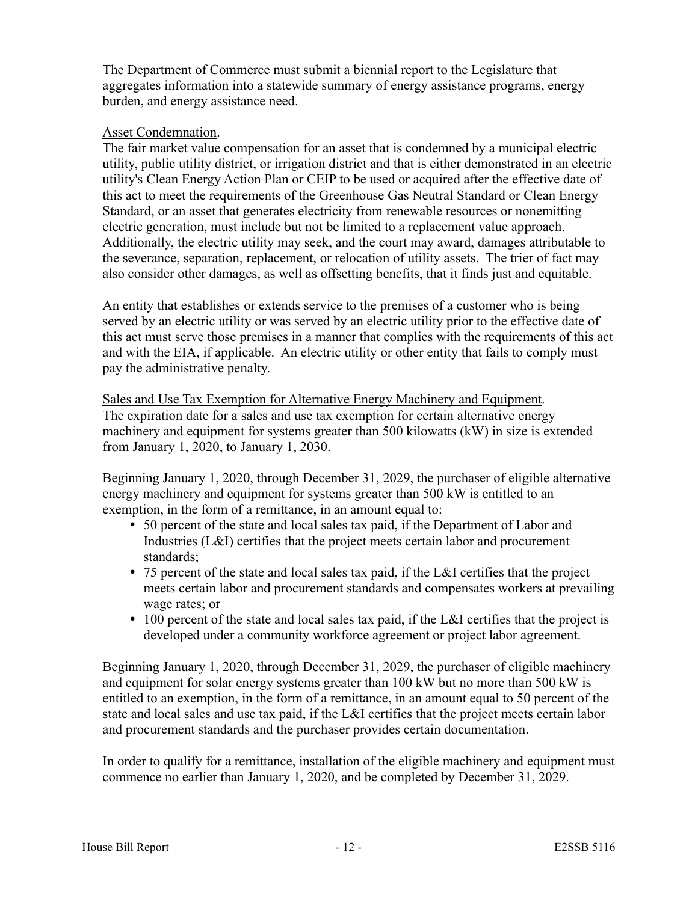The Department of Commerce must submit a biennial report to the Legislature that aggregates information into a statewide summary of energy assistance programs, energy burden, and energy assistance need.

Asset Condemnation.

The fair market value compensation for an asset that is condemned by a municipal electric utility, public utility district, or irrigation district and that is either demonstrated in an electric utility's Clean Energy Action Plan or CEIP to be used or acquired after the effective date of this act to meet the requirements of the Greenhouse Gas Neutral Standard or Clean Energy Standard, or an asset that generates electricity from renewable resources or nonemitting electric generation, must include but not be limited to a replacement value approach. Additionally, the electric utility may seek, and the court may award, damages attributable to the severance, separation, replacement, or relocation of utility assets. The trier of fact may also consider other damages, as well as offsetting benefits, that it finds just and equitable.

An entity that establishes or extends service to the premises of a customer who is being served by an electric utility or was served by an electric utility prior to the effective date of this act must serve those premises in a manner that complies with the requirements of this act and with the EIA, if applicable. An electric utility or other entity that fails to comply must pay the administrative penalty.

Sales and Use Tax Exemption for Alternative Energy Machinery and Equipment.

The expiration date for a sales and use tax exemption for certain alternative energy machinery and equipment for systems greater than 500 kilowatts (kW) in size is extended from January 1, 2020, to January 1, 2030.

Beginning January 1, 2020, through December 31, 2029, the purchaser of eligible alternative energy machinery and equipment for systems greater than 500 kW is entitled to an exemption, in the form of a remittance, in an amount equal to:

- 50 percent of the state and local sales tax paid, if the Department of Labor and Industries (L&I) certifies that the project meets certain labor and procurement standards;
- 75 percent of the state and local sales tax paid, if the L&I certifies that the project meets certain labor and procurement standards and compensates workers at prevailing wage rates; or
- 100 percent of the state and local sales tax paid, if the L&I certifies that the project is developed under a community workforce agreement or project labor agreement.

Beginning January 1, 2020, through December 31, 2029, the purchaser of eligible machinery and equipment for solar energy systems greater than 100 kW but no more than 500 kW is entitled to an exemption, in the form of a remittance, in an amount equal to 50 percent of the state and local sales and use tax paid, if the L&I certifies that the project meets certain labor and procurement standards and the purchaser provides certain documentation.

In order to qualify for a remittance, installation of the eligible machinery and equipment must commence no earlier than January 1, 2020, and be completed by December 31, 2029.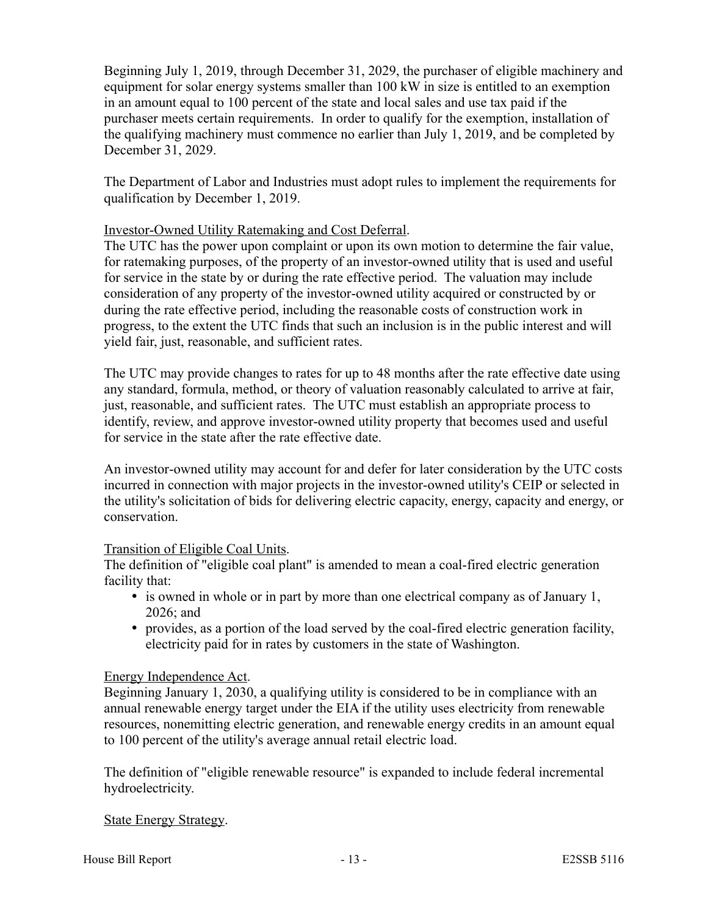Beginning July 1, 2019, through December 31, 2029, the purchaser of eligible machinery and equipment for solar energy systems smaller than 100 kW in size is entitled to an exemption in an amount equal to 100 percent of the state and local sales and use tax paid if the purchaser meets certain requirements. In order to qualify for the exemption, installation of the qualifying machinery must commence no earlier than July 1, 2019, and be completed by December 31, 2029.

The Department of Labor and Industries must adopt rules to implement the requirements for qualification by December 1, 2019.

Investor-Owned Utility Ratemaking and Cost Deferral.
The UTC has the power upon complaint or upon its own motion to determine the fair value, for ratemaking purposes, of the property of an investor-owned utility that is used and useful for service in the state by or during the rate effective period. The valuation may include consideration of any property of the investor-owned utility acquired or constructed by or during the rate effective period, including the reasonable costs of construction work in progress, to the extent the UTC finds that such an inclusion is in the public interest and will yield fair, just, reasonable, and sufficient rates.

The UTC may provide changes to rates for up to 48 months after the rate effective date using any standard, formula, method, or theory of valuation reasonably calculated to arrive at fair, just, reasonable, and sufficient rates. The UTC must establish an appropriate process to identify, review, and approve investor-owned utility property that becomes used and useful for service in the state after the rate effective date.

An investor-owned utility may account for and defer for later consideration by the UTC costs incurred in connection with major projects in the investor-owned utility's CEIP or selected in the utility's solicitation of bids for delivering electric capacity, energy, capacity and energy, or conservation.

Transition of Eligible Coal Units.
The definition of "eligible coal plant" is amended to mean a coal-fired electric generation facility that:

- is owned in whole or in part by more than one electrical company as of January 1, 2026; and
- provides, as a portion of the load served by the coal-fired electric generation facility, electricity paid for in rates by customers in the state of Washington.

Energy Independence Act.
Beginning January 1, 2030, a qualifying utility is considered to be in compliance with an annual renewable energy target under the EIA if the utility uses electricity from renewable resources, nonemitting electric generation, and renewable energy credits in an amount equal to 100 percent of the utility's average annual retail electric load.

The definition of "eligible renewable resource" is expanded to include federal incremental hydroelectricity.

State Energy Strategy.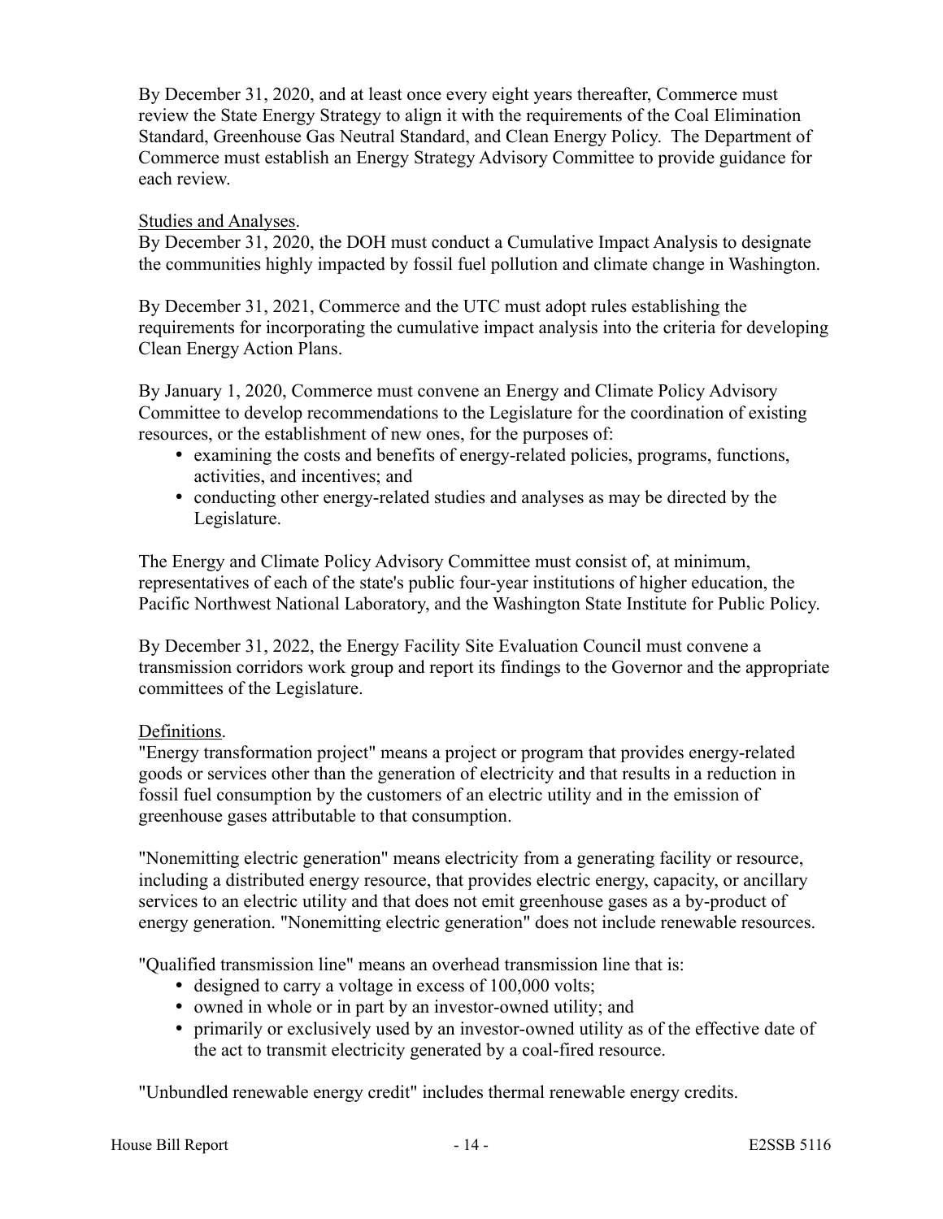By December 31, 2020, and at least once every eight years thereafter, Commerce must review the State Energy Strategy to align it with the requirements of the Coal Elimination Standard, Greenhouse Gas Neutral Standard, and Clean Energy Policy. The Department of Commerce must establish an Energy Strategy Advisory Committee to provide guidance for each review.

Studies and Analyses.
By December 31, 2020, the DOH must conduct a Cumulative Impact Analysis to designate the communities highly impacted by fossil fuel pollution and climate change in Washington.

By December 31, 2021, Commerce and the UTC must adopt rules establishing the requirements for incorporating the cumulative impact analysis into the criteria for developing Clean Energy Action Plans.

By January 1, 2020, Commerce must convene an Energy and Climate Policy Advisory Committee to develop recommendations to the Legislature for the coordination of existing resources, or the establishment of new ones, for the purposes of:

- examining the costs and benefits of energy-related policies, programs, functions, activities, and incentives; and
- conducting other energy-related studies and analyses as may be directed by the Legislature.

The Energy and Climate Policy Advisory Committee must consist of, at minimum, representatives of each of the state's public four-year institutions of higher education, the Pacific Northwest National Laboratory, and the Washington State Institute for Public Policy.

By December 31, 2022, the Energy Facility Site Evaluation Council must convene a transmission corridors work group and report its findings to the Governor and the appropriate committees of the Legislature.

Definitions.
"Energy transformation project" means a project or program that provides energy-related goods or services other than the generation of electricity and that results in a reduction in fossil fuel consumption by the customers of an electric utility and in the emission of greenhouse gases attributable to that consumption.

"Nonemitting electric generation" means electricity from a generating facility or resource, including a distributed energy resource, that provides electric energy, capacity, or ancillary services to an electric utility and that does not emit greenhouse gases as a by-product of energy generation. "Nonemitting electric generation" does not include renewable resources.

"Qualified transmission line" means an overhead transmission line that is:

- designed to carry a voltage in excess of 100,000 volts;
- owned in whole or in part by an investor-owned utility; and
- primarily or exclusively used by an investor-owned utility as of the effective date of the act to transmit electricity generated by a coal-fired resource.

"Unbundled renewable energy credit" includes thermal renewable energy credits.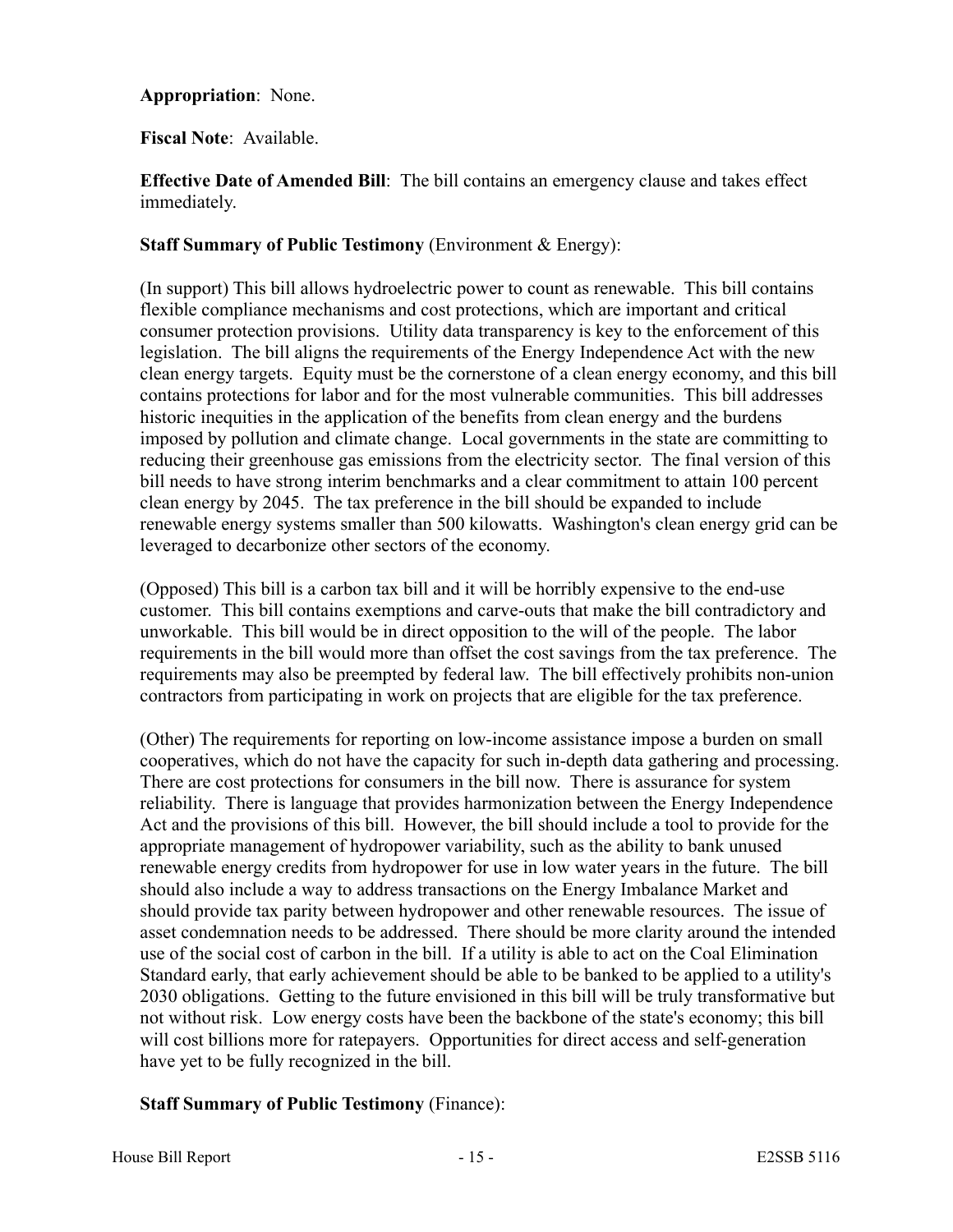**Appropriation**: None.

**Fiscal Note**: Available.

**Effective Date of Amended Bill**: The bill contains an emergency clause and takes effect immediately.

**Staff Summary of Public Testimony** (Environment & Energy):

(In support) This bill allows hydroelectric power to count as renewable. This bill contains flexible compliance mechanisms and cost protections, which are important and critical consumer protection provisions. Utility data transparency is key to the enforcement of this legislation. The bill aligns the requirements of the Energy Independence Act with the new clean energy targets. Equity must be the cornerstone of a clean energy economy, and this bill contains protections for labor and for the most vulnerable communities. This bill addresses historic inequities in the application of the benefits from clean energy and the burdens imposed by pollution and climate change. Local governments in the state are committing to reducing their greenhouse gas emissions from the electricity sector. The final version of this bill needs to have strong interim benchmarks and a clear commitment to attain 100 percent clean energy by 2045. The tax preference in the bill should be expanded to include renewable energy systems smaller than 500 kilowatts. Washington's clean energy grid can be leveraged to decarbonize other sectors of the economy.

(Opposed) This bill is a carbon tax bill and it will be horribly expensive to the end-use customer. This bill contains exemptions and carve-outs that make the bill contradictory and unworkable. This bill would be in direct opposition to the will of the people. The labor requirements in the bill would more than offset the cost savings from the tax preference. The requirements may also be preempted by federal law. The bill effectively prohibits non-union contractors from participating in work on projects that are eligible for the tax preference.

(Other) The requirements for reporting on low-income assistance impose a burden on small cooperatives, which do not have the capacity for such in-depth data gathering and processing. There are cost protections for consumers in the bill now. There is assurance for system reliability. There is language that provides harmonization between the Energy Independence Act and the provisions of this bill. However, the bill should include a tool to provide for the appropriate management of hydropower variability, such as the ability to bank unused renewable energy credits from hydropower for use in low water years in the future. The bill should also include a way to address transactions on the Energy Imbalance Market and should provide tax parity between hydropower and other renewable resources. The issue of asset condemnation needs to be addressed. There should be more clarity around the intended use of the social cost of carbon in the bill. If a utility is able to act on the Coal Elimination Standard early, that early achievement should be able to be banked to be applied to a utility's 2030 obligations. Getting to the future envisioned in this bill will be truly transformative but not without risk. Low energy costs have been the backbone of the state's economy; this bill will cost billions more for ratepayers. Opportunities for direct access and self-generation have yet to be fully recognized in the bill.

**Staff Summary of Public Testimony** (Finance):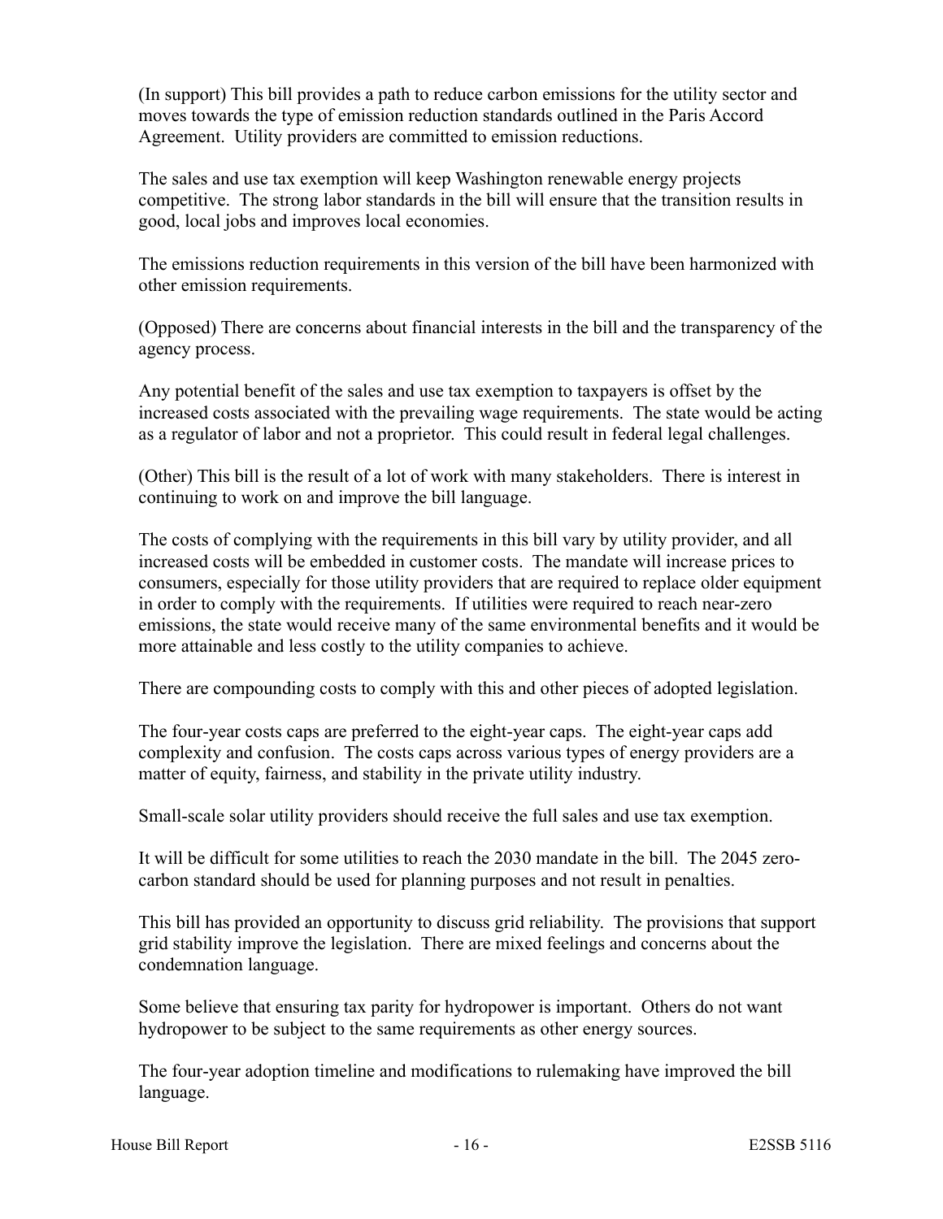(In support) This bill provides a path to reduce carbon emissions for the utility sector and moves towards the type of emission reduction standards outlined in the Paris Accord Agreement. Utility providers are committed to emission reductions.

The sales and use tax exemption will keep Washington renewable energy projects competitive. The strong labor standards in the bill will ensure that the transition results in good, local jobs and improves local economies.

The emissions reduction requirements in this version of the bill have been harmonized with other emission requirements.

(Opposed) There are concerns about financial interests in the bill and the transparency of the agency process.

Any potential benefit of the sales and use tax exemption to taxpayers is offset by the increased costs associated with the prevailing wage requirements. The state would be acting as a regulator of labor and not a proprietor. This could result in federal legal challenges.

(Other) This bill is the result of a lot of work with many stakeholders. There is interest in continuing to work on and improve the bill language.

The costs of complying with the requirements in this bill vary by utility provider, and all increased costs will be embedded in customer costs. The mandate will increase prices to consumers, especially for those utility providers that are required to replace older equipment in order to comply with the requirements. If utilities were required to reach near-zero emissions, the state would receive many of the same environmental benefits and it would be more attainable and less costly to the utility companies to achieve.

There are compounding costs to comply with this and other pieces of adopted legislation.

The four-year costs caps are preferred to the eight-year caps. The eight-year caps add complexity and confusion. The costs caps across various types of energy providers are a matter of equity, fairness, and stability in the private utility industry.

Small-scale solar utility providers should receive the full sales and use tax exemption.

It will be difficult for some utilities to reach the 2030 mandate in the bill. The 2045 zero-carbon standard should be used for planning purposes and not result in penalties.

This bill has provided an opportunity to discuss grid reliability. The provisions that support grid stability improve the legislation. There are mixed feelings and concerns about the condemnation language.

Some believe that ensuring tax parity for hydropower is important. Others do not want hydropower to be subject to the same requirements as other energy sources.

The four-year adoption timeline and modifications to rulemaking have improved the bill language.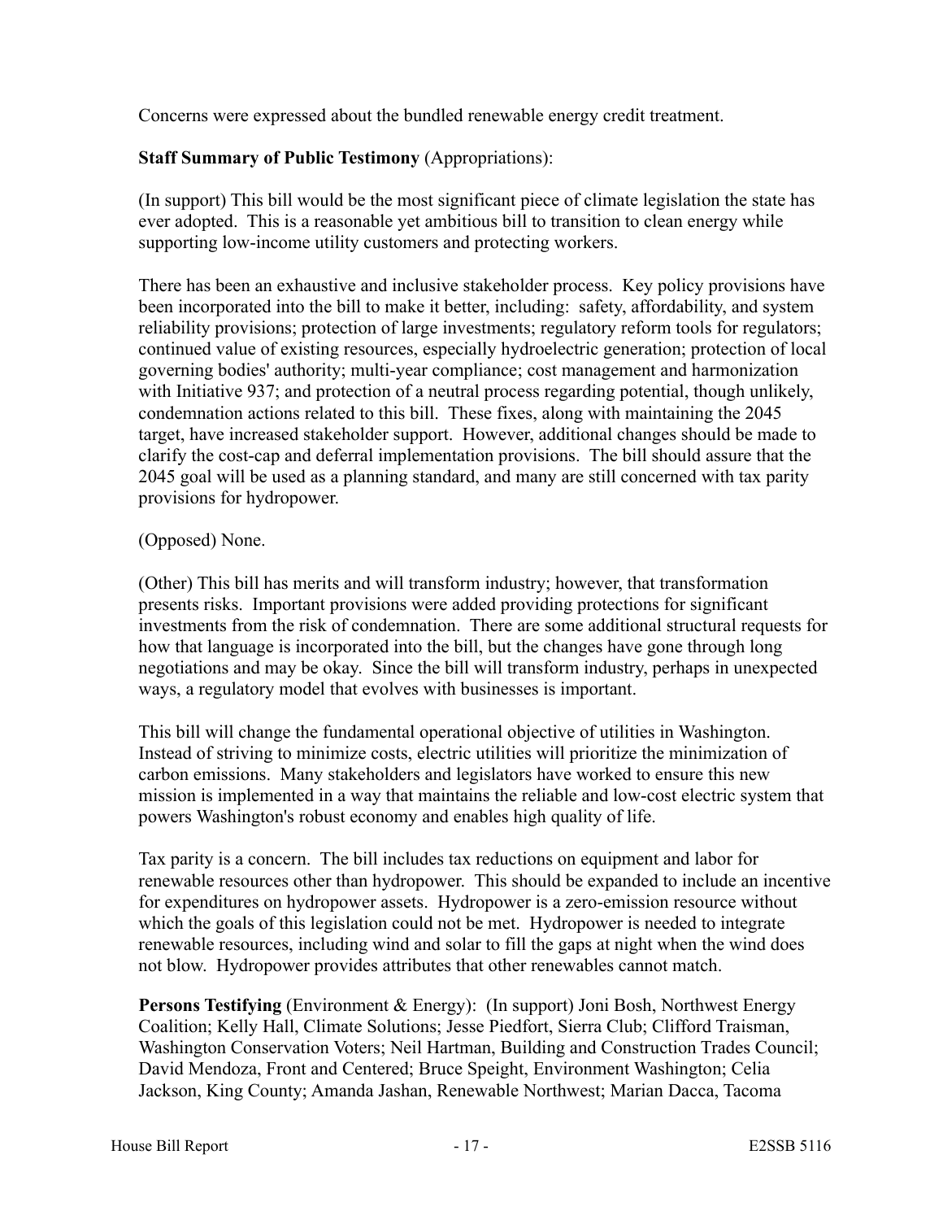Concerns were expressed about the bundled renewable energy credit treatment.

**Staff Summary of Public Testimony** (Appropriations):

(In support) This bill would be the most significant piece of climate legislation the state has ever adopted. This is a reasonable yet ambitious bill to transition to clean energy while supporting low-income utility customers and protecting workers.

There has been an exhaustive and inclusive stakeholder process. Key policy provisions have been incorporated into the bill to make it better, including: safety, affordability, and system reliability provisions; protection of large investments; regulatory reform tools for regulators; continued value of existing resources, especially hydroelectric generation; protection of local governing bodies' authority; multi-year compliance; cost management and harmonization with Initiative 937; and protection of a neutral process regarding potential, though unlikely, condemnation actions related to this bill. These fixes, along with maintaining the 2045 target, have increased stakeholder support. However, additional changes should be made to clarify the cost-cap and deferral implementation provisions. The bill should assure that the 2045 goal will be used as a planning standard, and many are still concerned with tax parity provisions for hydropower.

(Opposed) None.

(Other) This bill has merits and will transform industry; however, that transformation presents risks. Important provisions were added providing protections for significant investments from the risk of condemnation. There are some additional structural requests for how that language is incorporated into the bill, but the changes have gone through long negotiations and may be okay. Since the bill will transform industry, perhaps in unexpected ways, a regulatory model that evolves with businesses is important.

This bill will change the fundamental operational objective of utilities in Washington. Instead of striving to minimize costs, electric utilities will prioritize the minimization of carbon emissions. Many stakeholders and legislators have worked to ensure this new mission is implemented in a way that maintains the reliable and low-cost electric system that powers Washington's robust economy and enables high quality of life.

Tax parity is a concern. The bill includes tax reductions on equipment and labor for renewable resources other than hydropower. This should be expanded to include an incentive for expenditures on hydropower assets. Hydropower is a zero-emission resource without which the goals of this legislation could not be met. Hydropower is needed to integrate renewable resources, including wind and solar to fill the gaps at night when the wind does not blow. Hydropower provides attributes that other renewables cannot match.

**Persons Testifying** (Environment & Energy): (In support) Joni Bosh, Northwest Energy Coalition; Kelly Hall, Climate Solutions; Jesse Piedfort, Sierra Club; Clifford Traisman, Washington Conservation Voters; Neil Hartman, Building and Construction Trades Council; David Mendoza, Front and Centered; Bruce Speight, Environment Washington; Celia Jackson, King County; Amanda Jashan, Renewable Northwest; Marian Dacca, Tacoma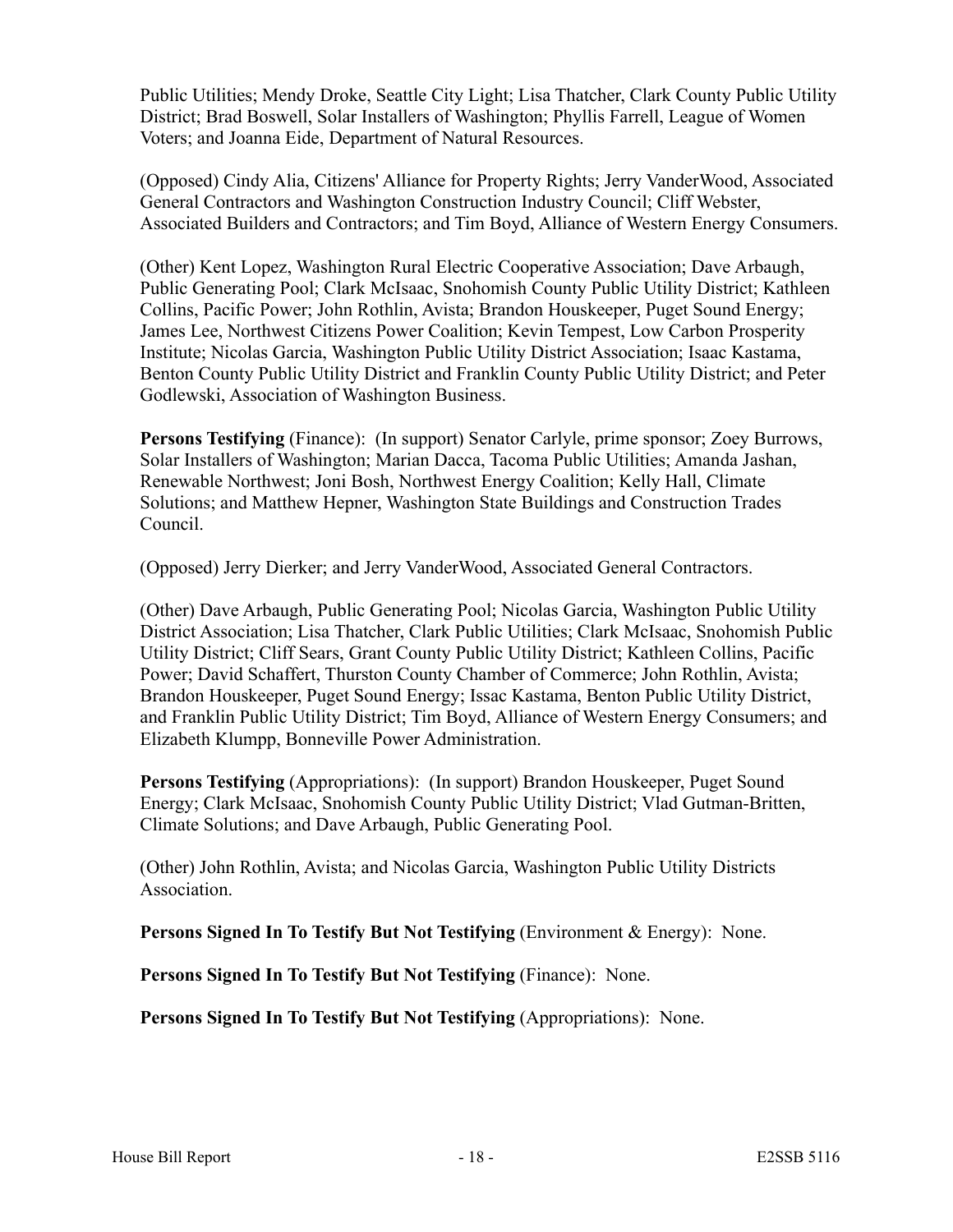Public Utilities; Mendy Droke, Seattle City Light; Lisa Thatcher, Clark County Public Utility District; Brad Boswell, Solar Installers of Washington; Phyllis Farrell, League of Women Voters; and Joanna Eide, Department of Natural Resources.

(Opposed) Cindy Alia, Citizens' Alliance for Property Rights; Jerry VanderWood, Associated General Contractors and Washington Construction Industry Council; Cliff Webster, Associated Builders and Contractors; and Tim Boyd, Alliance of Western Energy Consumers.

(Other) Kent Lopez, Washington Rural Electric Cooperative Association; Dave Arbaugh, Public Generating Pool; Clark McIsaac, Snohomish County Public Utility District; Kathleen Collins, Pacific Power; John Rothlin, Avista; Brandon Houskeeper, Puget Sound Energy; James Lee, Northwest Citizens Power Coalition; Kevin Tempest, Low Carbon Prosperity Institute; Nicolas Garcia, Washington Public Utility District Association; Isaac Kastama, Benton County Public Utility District and Franklin County Public Utility District; and Peter Godlewski, Association of Washington Business.

**Persons Testifying** (Finance): (In support) Senator Carlyle, prime sponsor; Zoey Burrows, Solar Installers of Washington; Marian Dacca, Tacoma Public Utilities; Amanda Jashan, Renewable Northwest; Joni Bosh, Northwest Energy Coalition; Kelly Hall, Climate Solutions; and Matthew Hepner, Washington State Buildings and Construction Trades Council.

(Opposed) Jerry Dierker; and Jerry VanderWood, Associated General Contractors.

(Other) Dave Arbaugh, Public Generating Pool; Nicolas Garcia, Washington Public Utility District Association; Lisa Thatcher, Clark Public Utilities; Clark McIsaac, Snohomish Public Utility District; Cliff Sears, Grant County Public Utility District; Kathleen Collins, Pacific Power; David Schaffert, Thurston County Chamber of Commerce; John Rothlin, Avista; Brandon Houskeeper, Puget Sound Energy; Issac Kastama, Benton Public Utility District, and Franklin Public Utility District; Tim Boyd, Alliance of Western Energy Consumers; and Elizabeth Klumpp, Bonneville Power Administration.

**Persons Testifying** (Appropriations): (In support) Brandon Houskeeper, Puget Sound Energy; Clark McIsaac, Snohomish County Public Utility District; Vlad Gutman-Britten, Climate Solutions; and Dave Arbaugh, Public Generating Pool.

(Other) John Rothlin, Avista; and Nicolas Garcia, Washington Public Utility Districts Association.

**Persons Signed In To Testify But Not Testifying** (Environment & Energy): None.

**Persons Signed In To Testify But Not Testifying** (Finance): None.

**Persons Signed In To Testify But Not Testifying** (Appropriations): None.